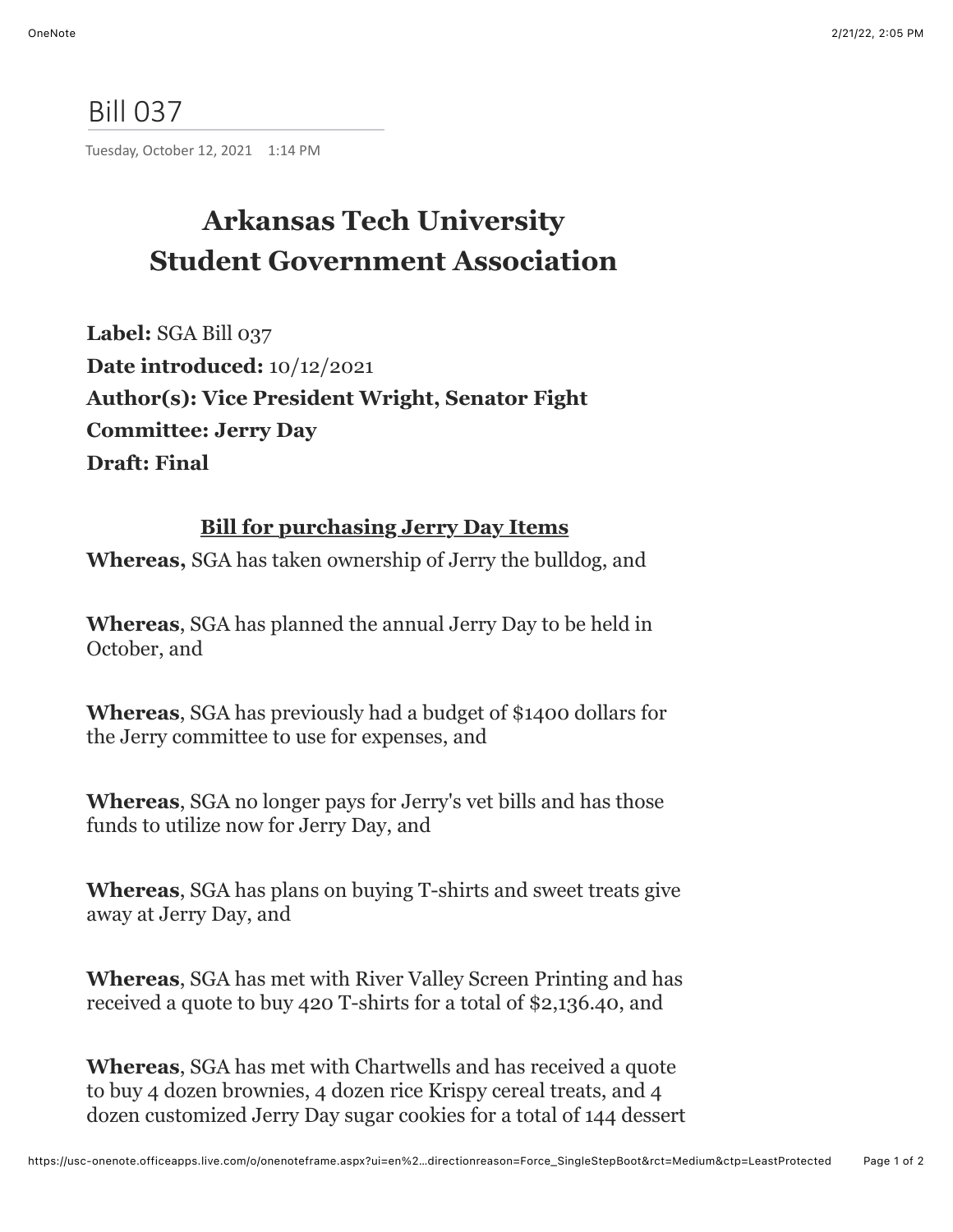# Bill 037

Tuesday, October 12, 2021 1:14 PM

## Arkansas Tech University
## Student Government Association

**Label:** SGA Bill 037
**Date introduced:** 10/12/2021
**Author(s): Vice President Wright, Senator Fight**
**Committee: Jerry Day**
**Draft: Final**

### Bill for purchasing Jerry Day Items

**Whereas,** SGA has taken ownership of Jerry the bulldog, and

**Whereas**, SGA has planned the annual Jerry Day to be held in October, and

**Whereas**, SGA has previously had a budget of $1400 dollars for the Jerry committee to use for expenses, and

**Whereas**, SGA no longer pays for Jerry's vet bills and has those funds to utilize now for Jerry Day, and

**Whereas**, SGA has plans on buying T-shirts and sweet treats give away at Jerry Day, and

**Whereas**, SGA has met with River Valley Screen Printing and has received a quote to buy 420 T-shirts for a total of $2,136.40, and

**Whereas**, SGA has met with Chartwells and has received a quote to buy 4 dozen brownies, 4 dozen rice Krispy cereal treats, and 4 dozen customized Jerry Day sugar cookies for a total of 144 dessert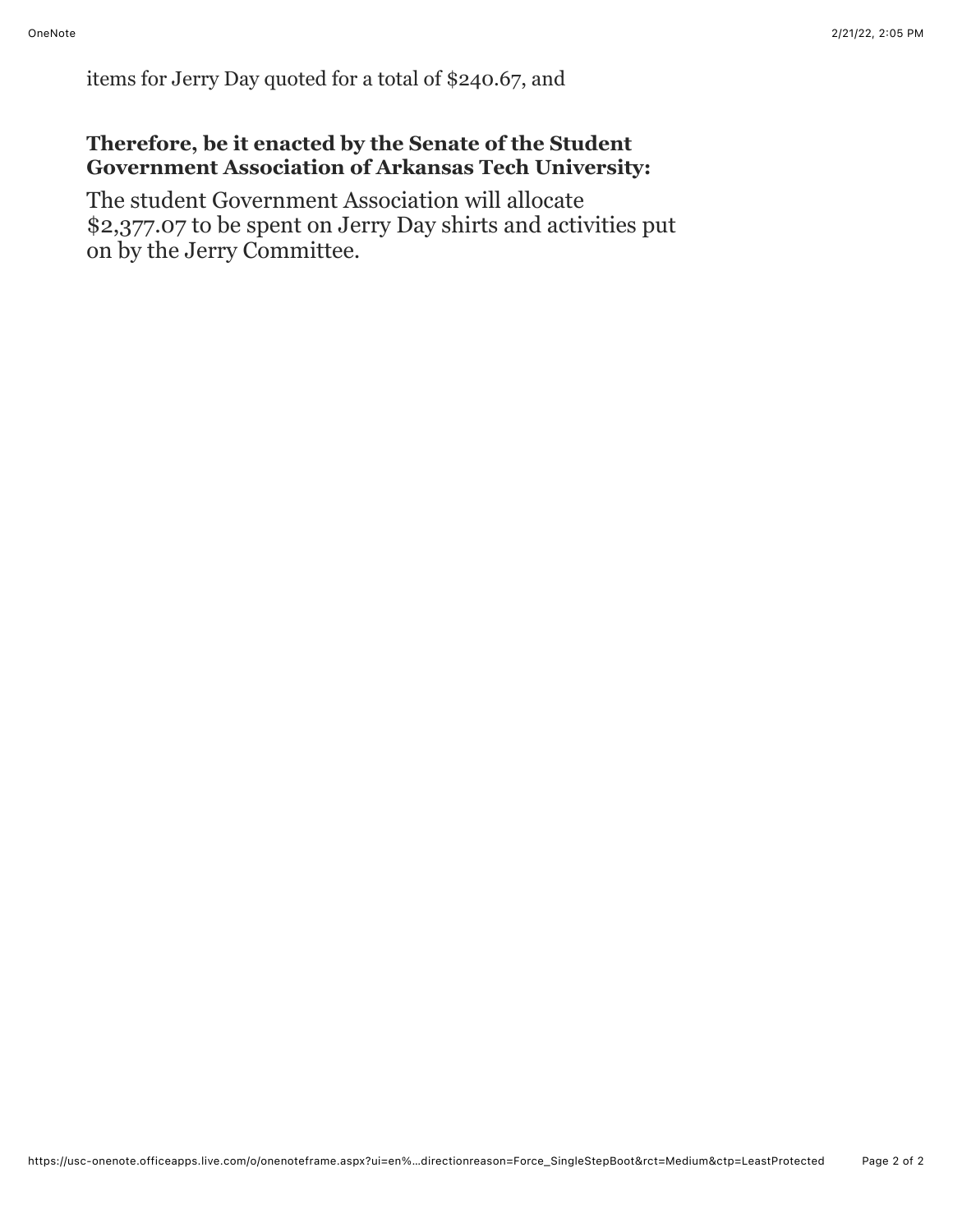items for Jerry Day quoted for a total of $240.67, and

**Therefore, be it enacted by the Senate of the Student Government Association of Arkansas Tech University:**

The student Government Association will allocate $2,377.07 to be spent on Jerry Day shirts and activities put on by the Jerry Committee.